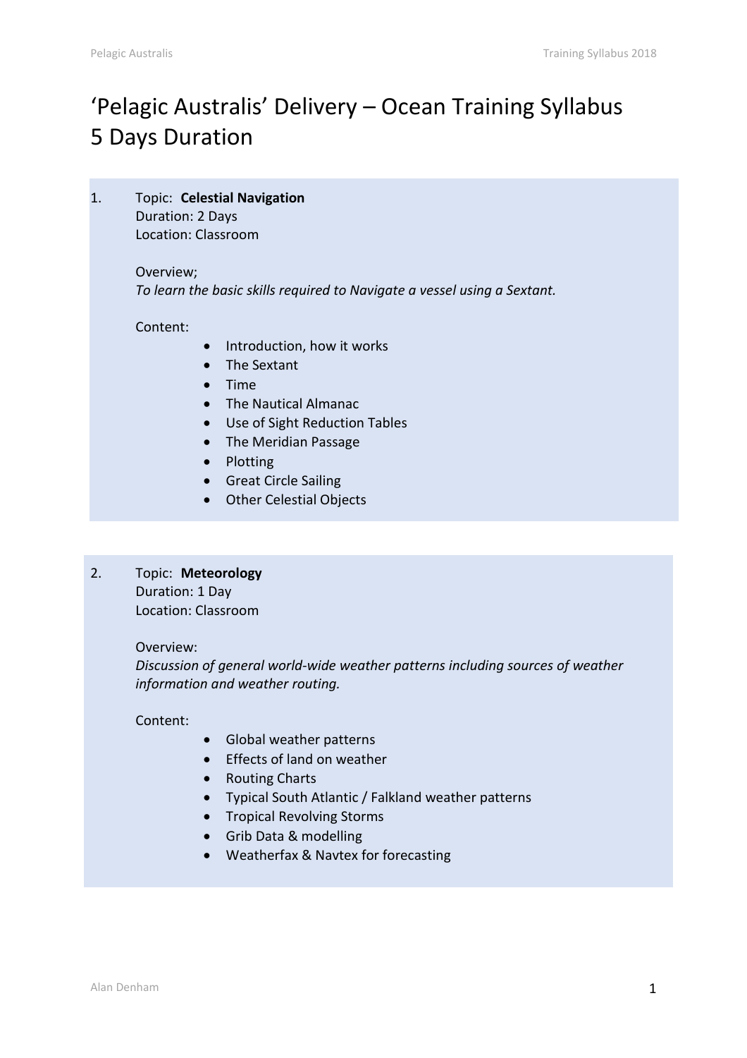# 'Pelagic Australis' Delivery – Ocean Training Syllabus 5 Days Duration

1. Topic: **Celestial Navigation**
   Duration: 2 Days
   Location: Classroom

   Overview;
   *To learn the basic skills required to Navigate a vessel using a Sextant.*

   Content:

   - Introduction, how it works
   - The Sextant
   - Time
   - The Nautical Almanac
   - Use of Sight Reduction Tables
   - The Meridian Passage
   - Plotting
   - Great Circle Sailing
   - Other Celestial Objects

2. Topic: **Meteorology**
   Duration: 1 Day
   Location: Classroom

   Overview:
   *Discussion of general world-wide weather patterns including sources of weather information and weather routing.*

   Content:

   - Global weather patterns
   - Effects of land on weather
   - Routing Charts
   - Typical South Atlantic / Falkland weather patterns
   - Tropical Revolving Storms
   - Grib Data & modelling
   - Weatherfax & Navtex for forecasting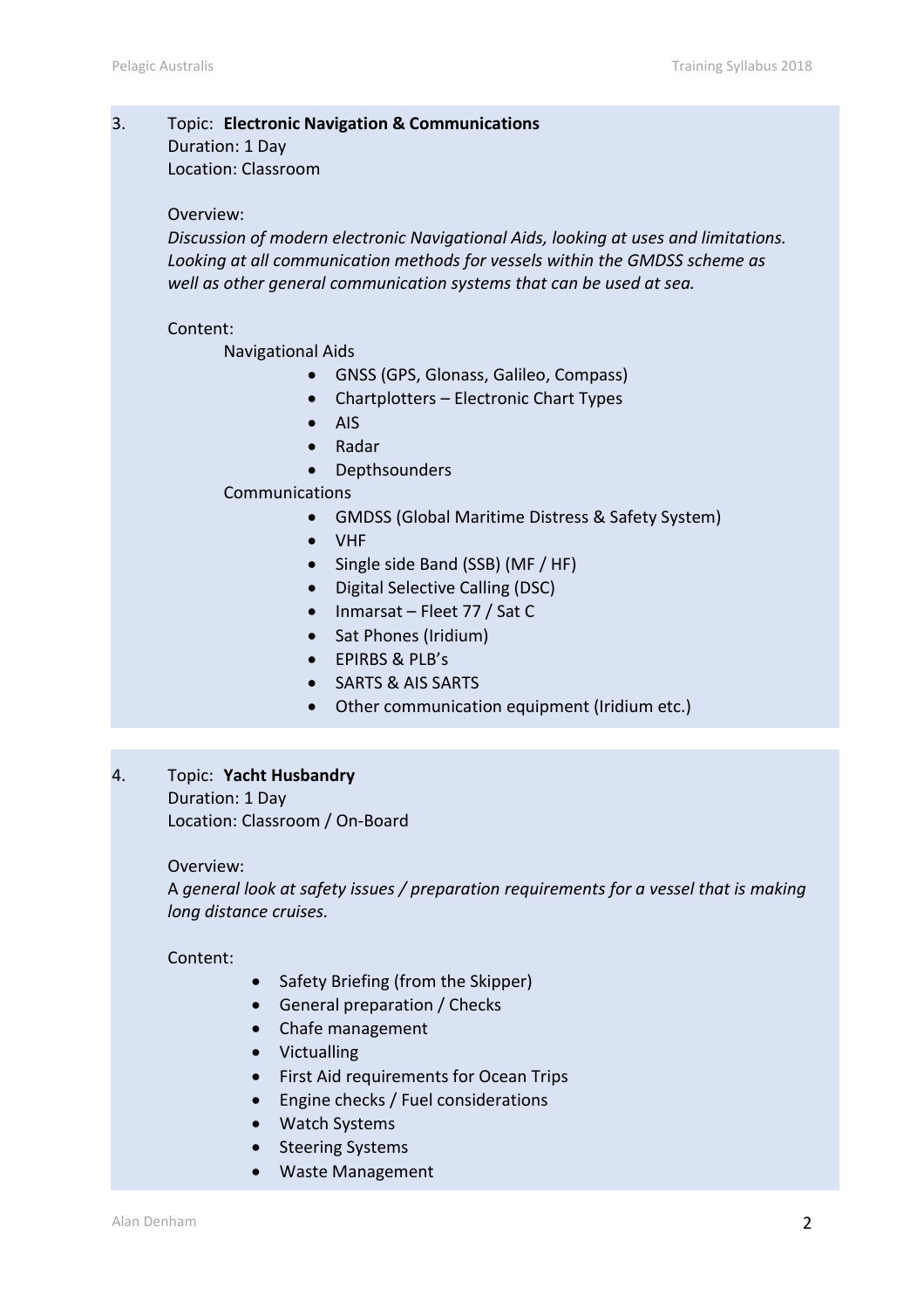3. Topic: **Electronic Navigation & Communications**
Duration: 1 Day
Location: Classroom

Overview:
*Discussion of modern electronic Navigational Aids, looking at uses and limitations. Looking at all communication methods for vessels within the GMDSS scheme as well as other general communication systems that can be used at sea.*

Content:

Navigational Aids

- GNSS (GPS, Glonass, Galileo, Compass)
- Chartplotters – Electronic Chart Types
- AIS
- Radar
- Depthsounders

Communications

- GMDSS (Global Maritime Distress & Safety System)
- VHF
- Single side Band (SSB) (MF / HF)
- Digital Selective Calling (DSC)
- Inmarsat – Fleet 77 / Sat C
- Sat Phones (Iridium)
- EPIRBS & PLB's
- SARTS & AIS SARTS
- Other communication equipment (Iridium etc.)

4. Topic: **Yacht Husbandry**
Duration: 1 Day
Location: Classroom / On-Board

Overview:
A *general look at safety issues / preparation requirements for a vessel that is making long distance cruises.*

Content:

- Safety Briefing (from the Skipper)
- General preparation / Checks
- Chafe management
- Victualling
- First Aid requirements for Ocean Trips
- Engine checks / Fuel considerations
- Watch Systems
- Steering Systems
- Waste Management